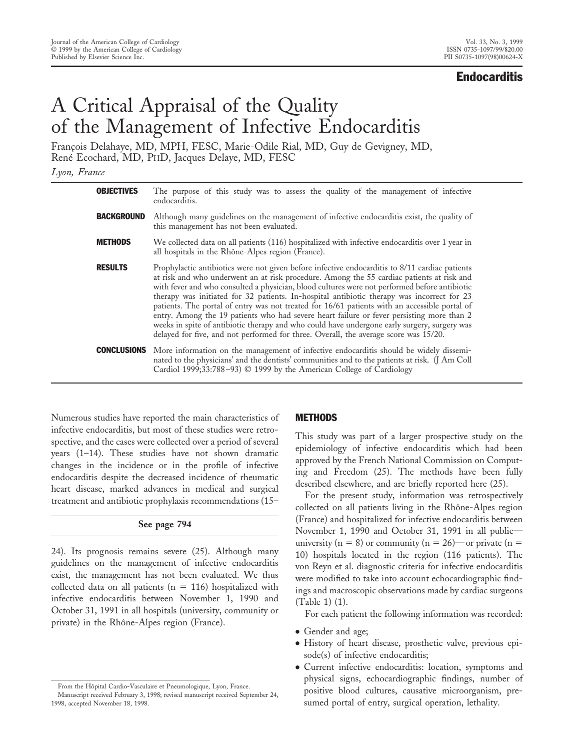## Endocarditis

# A Critical Appraisal of the Quality of the Management of Infective Endocarditis

François Delahaye, MD, MPH, FESC, Marie-Odile Rial, MD, Guy de Gevigney, MD, René Ecochard, MD, PhD, Jacques Delaye, MD, FESC

*Lyon, France*

**OBJECTIVES** The purpose of this study was to assess the quality of the management of infective endocarditis.

**BACKGROUND** Although many guidelines on the management of infective endocarditis exist, the quality of this management has not been evaluated.

**METHODS** We collected data on all patients (116) hospitalized with infective endocarditis over 1 year in all hospitals in the Rhône-Alpes region (France).

**RESULTS** Prophylactic antibiotics were not given before infective endocarditis to 8/11 cardiac patients at risk and who underwent an at risk procedure. Among the 55 cardiac patients at risk and with fever and who consulted a physician, blood cultures were not performed before antibiotic therapy was initiated for 32 patients. In-hospital antibiotic therapy was incorrect for 23 patients. The portal of entry was not treated for 16/61 patients with an accessible portal of entry. Among the 19 patients who had severe heart failure or fever persisting more than 2 weeks in spite of antibiotic therapy and who could have undergone early surgery, surgery was delayed for five, and not performed for three. Overall, the average score was 15/20.

**CONCLUSIONS** More information on the management of infective endocarditis should be widely disseminated to the physicians' and the dentists' communities and to the patients at risk. (J Am Coll Cardiol 1999;33:788–93) © 1999 by the American College of Cardiology

Numerous studies have reported the main characteristics of infective endocarditis, but most of these studies were retrospective, and the cases were collected over a period of several years (1–14). These studies have not shown dramatic changes in the incidence or in the profile of infective endocarditis despite the decreased incidence of rheumatic heart disease, marked advances in medical and surgical treatment and antibiotic prophylaxis recommendations (15–24). Its prognosis remains severe (25). Although many guidelines on the management of infective endocarditis exist, the management has not been evaluated. We thus collected data on all patients (n = 116) hospitalized with infective endocarditis between November 1, 1990 and October 31, 1991 in all hospitals (university, community or private) in the Rhône-Alpes region (France).

See page 794

## METHODS

This study was part of a larger prospective study on the epidemiology of infective endocarditis which had been approved by the French National Commission on Computing and Freedom (25). The methods have been fully described elsewhere, and are briefly reported here (25).

For the present study, information was retrospectively collected on all patients living in the Rhône-Alpes region (France) and hospitalized for infective endocarditis between November 1, 1990 and October 31, 1991 in all public—university (n = 8) or community (n = 26)—or private (n = 10) hospitals located in the region (116 patients). The von Reyn et al. diagnostic criteria for infective endocarditis were modified to take into account echocardiographic findings and macroscopic observations made by cardiac surgeons (Table 1) (1).

For each patient the following information was recorded:

- Gender and age;
- History of heart disease, prosthetic valve, previous episode(s) of infective endocarditis;
- Current infective endocarditis: location, symptoms and physical signs, echocardiographic findings, number of positive blood cultures, causative microorganism, presumed portal of entry, surgical operation, lethality.

From the Hôpital Cardio-Vasculaire et Pneumologique, Lyon, France.

Manuscript received February 3, 1998; revised manuscript received September 24, 1998, accepted November 18, 1998.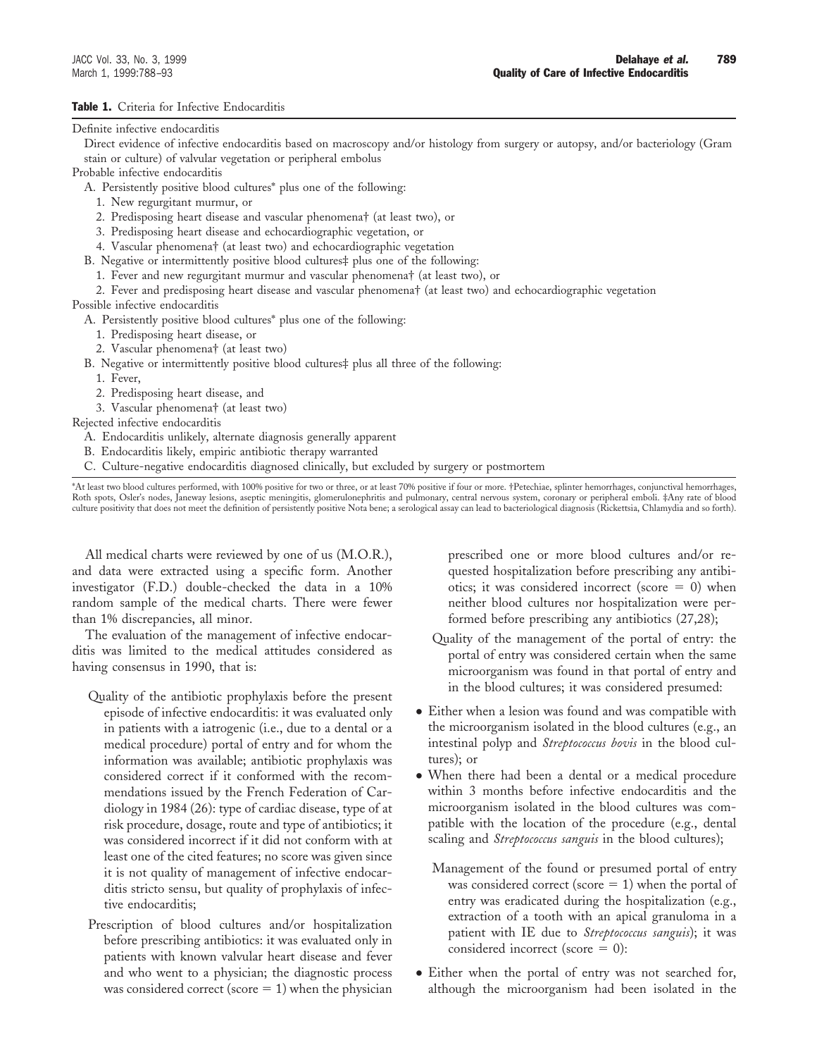**Table 1.** Criteria for Infective Endocarditis

Definite infective endocarditis
  Direct evidence of infective endocarditis based on macroscopy and/or histology from surgery or autopsy, and/or bacteriology (Gram stain or culture) of valvular vegetation or peripheral embolus

Probable infective endocarditis
  A. Persistently positive blood cultures* plus one of the following:
    1. New regurgitant murmur, or
    2. Predisposing heart disease and vascular phenomena† (at least two), or
    3. Predisposing heart disease and echocardiographic vegetation, or
    4. Vascular phenomena† (at least two) and echocardiographic vegetation
  B. Negative or intermittently positive blood cultures‡ plus one of the following:
    1. Fever and new regurgitant murmur and vascular phenomena† (at least two), or
    2. Fever and predisposing heart disease and vascular phenomena† (at least two) and echocardiographic vegetation

Possible infective endocarditis
  A. Persistently positive blood cultures* plus one of the following:
    1. Predisposing heart disease, or
    2. Vascular phenomena† (at least two)
  B. Negative or intermittently positive blood cultures‡ plus all three of the following:
    1. Fever,
    2. Predisposing heart disease, and
    3. Vascular phenomena† (at least two)

Rejected infective endocarditis
  A. Endocarditis unlikely, alternate diagnosis generally apparent
  B. Endocarditis likely, empiric antibiotic therapy warranted
  C. Culture-negative endocarditis diagnosed clinically, but excluded by surgery or postmortem

*At least two blood cultures performed, with 100% positive for two or three, or at least 70% positive if four or more. †Petechiae, splinter hemorrhages, conjunctival hemorrhages, Roth spots, Osler's nodes, Janeway lesions, aseptic meningitis, glomerulonephritis and pulmonary, central nervous system, coronary or peripheral emboli. ‡Any rate of blood culture positivity that does not meet the definition of persistently positive Nota bene; a serological assay can lead to bacteriological diagnosis (Rickettsia, Chlamydia and so forth).

All medical charts were reviewed by one of us (M.O.R.), and data were extracted using a specific form. Another investigator (F.D.) double-checked the data in a 10% random sample of the medical charts. There were fewer than 1% discrepancies, all minor.

The evaluation of the management of infective endocarditis was limited to the medical attitudes considered as having consensus in 1990, that is:

Quality of the antibiotic prophylaxis before the present episode of infective endocarditis: it was evaluated only in patients with a iatrogenic (i.e., due to a dental or a medical procedure) portal of entry and for whom the information was available; antibiotic prophylaxis was considered correct if it conformed with the recommendations issued by the French Federation of Cardiology in 1984 (26): type of cardiac disease, type of at risk procedure, dosage, route and type of antibiotics; it was considered incorrect if it did not conform with at least one of the cited features; no score was given since it is not quality of management of infective endocarditis stricto sensu, but quality of prophylaxis of infective endocarditis;

Prescription of blood cultures and/or hospitalization before prescribing antibiotics: it was evaluated only in patients with known valvular heart disease and fever and who went to a physician; the diagnostic process was considered correct (score = 1) when the physician prescribed one or more blood cultures and/or requested hospitalization before prescribing any antibiotics; it was considered incorrect (score = 0) when neither blood cultures nor hospitalization were performed before prescribing any antibiotics (27,28);

Quality of the management of the portal of entry: the portal of entry was considered certain when the same microorganism was found in that portal of entry and in the blood cultures; it was considered presumed:

- Either when a lesion was found and was compatible with the microorganism isolated in the blood cultures (e.g., an intestinal polyp and *Streptococcus bovis* in the blood cultures); or
- When there had been a dental or a medical procedure within 3 months before infective endocarditis and the microorganism isolated in the blood cultures was compatible with the location of the procedure (e.g., dental scaling and *Streptococcus sanguis* in the blood cultures);

Management of the found or presumed portal of entry was considered correct (score = 1) when the portal of entry was eradicated during the hospitalization (e.g., extraction of a tooth with an apical granuloma in a patient with IE due to *Streptococcus sanguis*); it was considered incorrect (score = 0):

- Either when the portal of entry was not searched for, although the microorganism had been isolated in the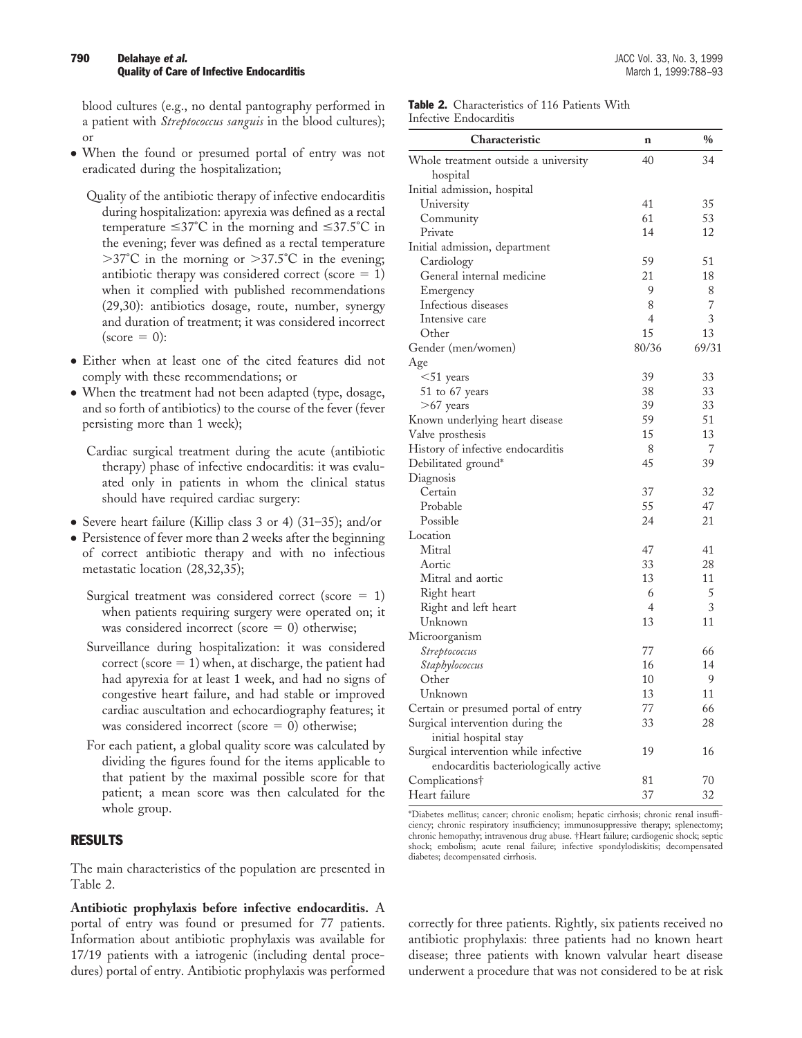blood cultures (e.g., no dental pantography performed in a patient with *Streptococcus sanguis* in the blood cultures); or

- When the found or presumed portal of entry was not eradicated during the hospitalization;

Quality of the antibiotic therapy of infective endocarditis during hospitalization: apyrexia was defined as a rectal temperature ≤37°C in the morning and ≤37.5°C in the evening; fever was defined as a rectal temperature >37°C in the morning or >37.5°C in the evening; antibiotic therapy was considered correct (score = 1) when it complied with published recommendations (29,30): antibiotics dosage, route, number, synergy and duration of treatment; it was considered incorrect (score = 0):

- Either when at least one of the cited features did not comply with these recommendations; or
- When the treatment had not been adapted (type, dosage, and so forth of antibiotics) to the course of the fever (fever persisting more than 1 week);

Cardiac surgical treatment during the acute (antibiotic therapy) phase of infective endocarditis: it was evaluated only in patients in whom the clinical status should have required cardiac surgery:

- Severe heart failure (Killip class 3 or 4) (31–35); and/or
- Persistence of fever more than 2 weeks after the beginning of correct antibiotic therapy and with no infectious metastatic location (28,32,35);

Surgical treatment was considered correct (score = 1) when patients requiring surgery were operated on; it was considered incorrect (score = 0) otherwise;

Surveillance during hospitalization: it was considered correct (score = 1) when, at discharge, the patient had had apyrexia for at least 1 week, and had no signs of congestive heart failure, and had stable or improved cardiac auscultation and echocardiography features; it was considered incorrect (score = 0) otherwise;

For each patient, a global quality score was calculated by dividing the figures found for the items applicable to that patient by the maximal possible score for that patient; a mean score was then calculated for the whole group.

## RESULTS

The main characteristics of the population are presented in Table 2.

**Table 2.** Characteristics of 116 Patients With Infective Endocarditis

| Characteristic | n | % |
|---|---|---|
| Whole treatment outside a university hospital | 40 | 34 |
| Initial admission, hospital | | |
| University | 41 | 35 |
| Community | 61 | 53 |
| Private | 14 | 12 |
| Initial admission, department | | |
| Cardiology | 59 | 51 |
| General internal medicine | 21 | 18 |
| Emergency | 9 | 8 |
| Infectious diseases | 8 | 7 |
| Intensive care | 4 | 3 |
| Other | 15 | 13 |
| Gender (men/women) | 80/36 | 69/31 |
| Age | | |
| <51 years | 39 | 33 |
| 51 to 67 years | 38 | 33 |
| >67 years | 39 | 33 |
| Known underlying heart disease | 59 | 51 |
| Valve prosthesis | 15 | 13 |
| History of infective endocarditis | 8 | 7 |
| Debilitated ground* | 45 | 39 |
| Diagnosis | | |
| Certain | 37 | 32 |
| Probable | 55 | 47 |
| Possible | 24 | 21 |
| Location | | |
| Mitral | 47 | 41 |
| Aortic | 33 | 28 |
| Mitral and aortic | 13 | 11 |
| Right heart | 6 | 5 |
| Right and left heart | 4 | 3 |
| Unknown | 13 | 11 |
| Microorganism | | |
| *Streptococcus* | 77 | 66 |
| *Staphylococcus* | 16 | 14 |
| Other | 10 | 9 |
| Unknown | 13 | 11 |
| Certain or presumed portal of entry | 77 | 66 |
| Surgical intervention during the initial hospital stay | 33 | 28 |
| Surgical intervention while infective endocarditis bacteriologically active | 19 | 16 |
| Complications† | 81 | 70 |
| Heart failure | 37 | 32 |

*Diabetes mellitus; cancer; chronic enolism; hepatic cirrhosis; chronic renal insufficiency; chronic respiratory insufficiency; immunosuppressive therapy; splenectomy; chronic hemopathy; intravenous drug abuse. †Heart failure; cardiogenic shock; septic shock; embolism; acute renal failure; infective spondylodiskitis; decompensated diabetes; decompensated cirrhosis.

**Antibiotic prophylaxis before infective endocarditis.** A portal of entry was found or presumed for 77 patients. Information about antibiotic prophylaxis was available for 17/19 patients with a iatrogenic (including dental procedures) portal of entry. Antibiotic prophylaxis was performed correctly for three patients. Rightly, six patients received no antibiotic prophylaxis: three patients had no known heart disease; three patients with known valvular heart disease underwent a procedure that was not considered to be at risk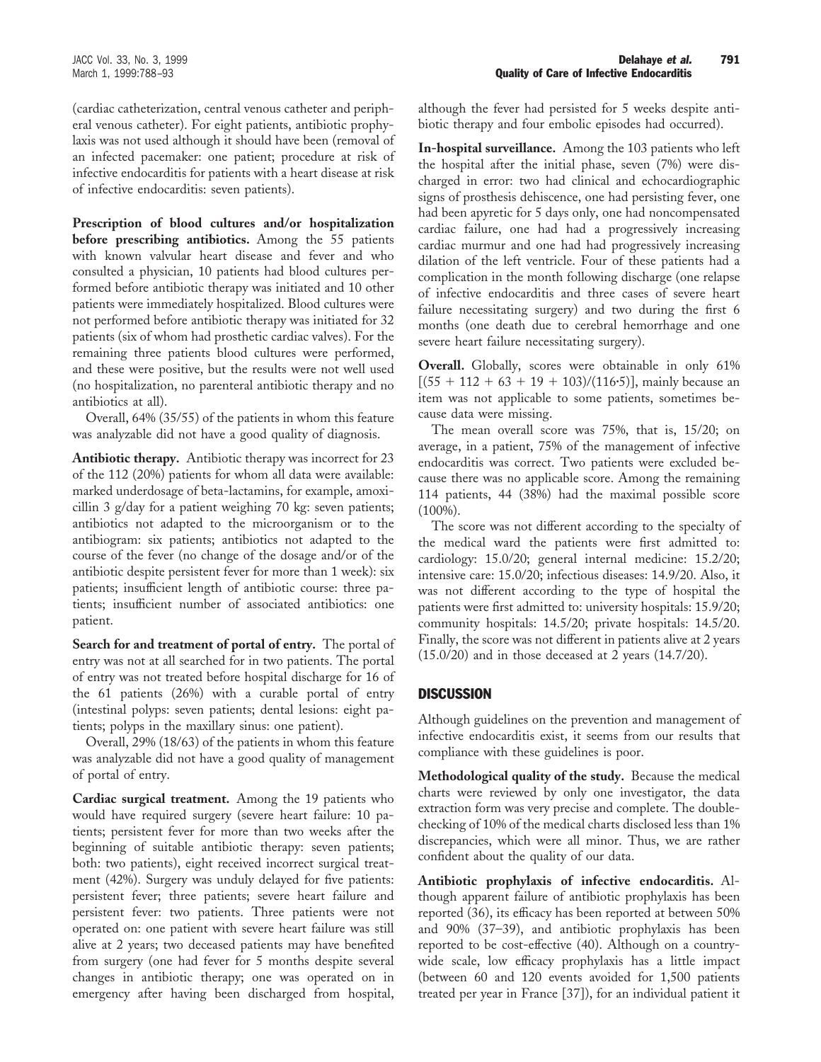(cardiac catheterization, central venous catheter and peripheral venous catheter). For eight patients, antibiotic prophylaxis was not used although it should have been (removal of an infected pacemaker: one patient; procedure at risk of infective endocarditis for patients with a heart disease at risk of infective endocarditis: seven patients).

**Prescription of blood cultures and/or hospitalization before prescribing antibiotics.** Among the 55 patients with known valvular heart disease and fever and who consulted a physician, 10 patients had blood cultures performed before antibiotic therapy was initiated and 10 other patients were immediately hospitalized. Blood cultures were not performed before antibiotic therapy was initiated for 32 patients (six of whom had prosthetic cardiac valves). For the remaining three patients blood cultures were performed, and these were positive, but the results were not well used (no hospitalization, no parenteral antibiotic therapy and no antibiotics at all).

Overall, 64% (35/55) of the patients in whom this feature was analyzable did not have a good quality of diagnosis.

**Antibiotic therapy.** Antibiotic therapy was incorrect for 23 of the 112 (20%) patients for whom all data were available: marked underdosage of beta-lactamins, for example, amoxicillin 3 g/day for a patient weighing 70 kg: seven patients; antibiotics not adapted to the microorganism or to the antibiogram: six patients; antibiotics not adapted to the course of the fever (no change of the dosage and/or of the antibiotic despite persistent fever for more than 1 week): six patients; insufficient length of antibiotic course: three patients; insufficient number of associated antibiotics: one patient.

**Search for and treatment of portal of entry.** The portal of entry was not at all searched for in two patients. The portal of entry was not treated before hospital discharge for 16 of the 61 patients (26%) with a curable portal of entry (intestinal polyps: seven patients; dental lesions: eight patients; polyps in the maxillary sinus: one patient).

Overall, 29% (18/63) of the patients in whom this feature was analyzable did not have a good quality of management of portal of entry.

**Cardiac surgical treatment.** Among the 19 patients who would have required surgery (severe heart failure: 10 patients; persistent fever for more than two weeks after the beginning of suitable antibiotic therapy: seven patients; both: two patients), eight received incorrect surgical treatment (42%). Surgery was unduly delayed for five patients: persistent fever; three patients; severe heart failure and persistent fever: two patients. Three patients were not operated on: one patient with severe heart failure was still alive at 2 years; two deceased patients may have benefited from surgery (one had fever for 5 months despite several changes in antibiotic therapy; one was operated on in emergency after having been discharged from hospital, although the fever had persisted for 5 weeks despite antibiotic therapy and four embolic episodes had occurred).

**In-hospital surveillance.** Among the 103 patients who left the hospital after the initial phase, seven (7%) were discharged in error: two had clinical and echocardiographic signs of prosthesis dehiscence, one had persisting fever, one had been apyretic for 5 days only, one had noncompensated cardiac failure, one had had a progressively increasing cardiac murmur and one had had progressively increasing dilation of the left ventricle. Four of these patients had a complication in the month following discharge (one relapse of infective endocarditis and three cases of severe heart failure necessitating surgery) and two during the first 6 months (one death due to cerebral hemorrhage and one severe heart failure necessitating surgery).

**Overall.** Globally, scores were obtainable in only 61% $[(55 + 112 + 63 + 19 + 103)/(116 \cdot 5)]$, mainly because an item was not applicable to some patients, sometimes because data were missing.

The mean overall score was 75%, that is, 15/20; on average, in a patient, 75% of the management of infective endocarditis was correct. Two patients were excluded because there was no applicable score. Among the remaining 114 patients, 44 (38%) had the maximal possible score (100%).

The score was not different according to the specialty of the medical ward the patients were first admitted to: cardiology: 15.0/20; general internal medicine: 15.2/20; intensive care: 15.0/20; infectious diseases: 14.9/20. Also, it was not different according to the type of hospital the patients were first admitted to: university hospitals: 15.9/20; community hospitals: 14.5/20; private hospitals: 14.5/20. Finally, the score was not different in patients alive at 2 years (15.0/20) and in those deceased at 2 years (14.7/20).

## DISCUSSION

Although guidelines on the prevention and management of infective endocarditis exist, it seems from our results that compliance with these guidelines is poor.

**Methodological quality of the study.** Because the medical charts were reviewed by only one investigator, the data extraction form was very precise and complete. The double-checking of 10% of the medical charts disclosed less than 1% discrepancies, which were all minor. Thus, we are rather confident about the quality of our data.

**Antibiotic prophylaxis of infective endocarditis.** Although apparent failure of antibiotic prophylaxis has been reported (36), its efficacy has been reported at between 50% and 90% (37–39), and antibiotic prophylaxis has been reported to be cost-effective (40). Although on a country-wide scale, low efficacy prophylaxis has a little impact (between 60 and 120 events avoided for 1,500 patients treated per year in France [37]), for an individual patient it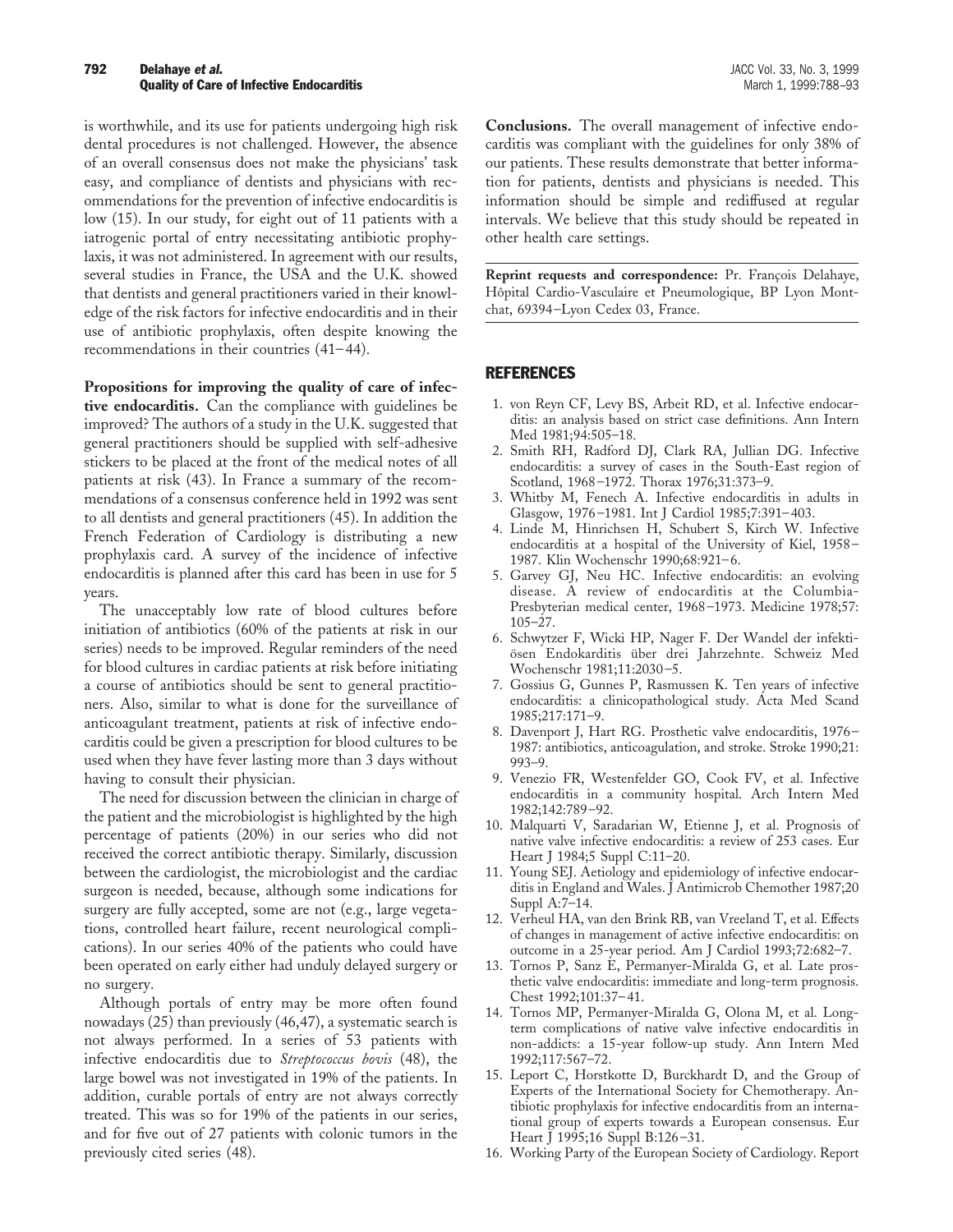is worthwhile, and its use for patients undergoing high risk dental procedures is not challenged. However, the absence of an overall consensus does not make the physicians' task easy, and compliance of dentists and physicians with recommendations for the prevention of infective endocarditis is low (15). In our study, for eight out of 11 patients with a iatrogenic portal of entry necessitating antibiotic prophylaxis, it was not administered. In agreement with our results, several studies in France, the USA and the U.K. showed that dentists and general practitioners varied in their knowledge of the risk factors for infective endocarditis and in their use of antibiotic prophylaxis, often despite knowing the recommendations in their countries (41–44).

**Propositions for improving the quality of care of infective endocarditis.** Can the compliance with guidelines be improved? The authors of a study in the U.K. suggested that general practitioners should be supplied with self-adhesive stickers to be placed at the front of the medical notes of all patients at risk (43). In France a summary of the recommendations of a consensus conference held in 1992 was sent to all dentists and general practitioners (45). In addition the French Federation of Cardiology is distributing a new prophylaxis card. A survey of the incidence of infective endocarditis is planned after this card has been in use for 5 years.

The unacceptably low rate of blood cultures before initiation of antibiotics (60% of the patients at risk in our series) needs to be improved. Regular reminders of the need for blood cultures in cardiac patients at risk before initiating a course of antibiotics should be sent to general practitioners. Also, similar to what is done for the surveillance of anticoagulant treatment, patients at risk of infective endocarditis could be given a prescription for blood cultures to be used when they have fever lasting more than 3 days without having to consult their physician.

The need for discussion between the clinician in charge of the patient and the microbiologist is highlighted by the high percentage of patients (20%) in our series who did not received the correct antibiotic therapy. Similarly, discussion between the cardiologist, the microbiologist and the cardiac surgeon is needed, because, although some indications for surgery are fully accepted, some are not (e.g., large vegetations, controlled heart failure, recent neurological complications). In our series 40% of the patients who could have been operated on early either had unduly delayed surgery or no surgery.

Although portals of entry may be more often found nowadays (25) than previously (46,47), a systematic search is not always performed. In a series of 53 patients with infective endocarditis due to *Streptococcus bovis* (48), the large bowel was not investigated in 19% of the patients. In addition, curable portals of entry are not always correctly treated. This was so for 19% of the patients in our series, and for five out of 27 patients with colonic tumors in the previously cited series (48).

**Conclusions.** The overall management of infective endocarditis was compliant with the guidelines for only 38% of our patients. These results demonstrate that better information for patients, dentists and physicians is needed. This information should be simple and rediffused at regular intervals. We believe that this study should be repeated in other health care settings.

**Reprint requests and correspondence:** Pr. François Delahaye, Hôpital Cardio-Vasculaire et Pneumologique, BP Lyon Montchat, 69394–Lyon Cedex 03, France.

## REFERENCES

1. von Reyn CF, Levy BS, Arbeit RD, et al. Infective endocarditis: an analysis based on strict case definitions. Ann Intern Med 1981;94:505–18.
2. Smith RH, Radford DJ, Clark RA, Jullian DG. Infective endocarditis: a survey of cases in the South-East region of Scotland, 1968–1972. Thorax 1976;31:373–9.
3. Whitby M, Fenech A. Infective endocarditis in adults in Glasgow, 1976–1981. Int J Cardiol 1985;7:391–403.
4. Linde M, Hinrichsen H, Schubert S, Kirch W. Infective endocarditis at a hospital of the University of Kiel, 1958–1987. Klin Wochenschr 1990;68:921–6.
5. Garvey GJ, Neu HC. Infective endocarditis: an evolving disease. A review of endocarditis at the Columbia-Presbyterian medical center, 1968–1973. Medicine 1978;57:105–27.
6. Schwytzer F, Wicki HP, Nager F. Der Wandel der infektiösen Endokarditis über drei Jahrzehnte. Schweiz Med Wochenschr 1981;11:2030–5.
7. Gossius G, Gunnes P, Rasmussen K. Ten years of infective endocarditis: a clinicopathological study. Acta Med Scand 1985;217:171–9.
8. Davenport J, Hart RG. Prosthetic valve endocarditis, 1976–1987: antibiotics, anticoagulation, and stroke. Stroke 1990;21:993–9.
9. Venezio FR, Westenfelder GO, Cook FV, et al. Infective endocarditis in a community hospital. Arch Intern Med 1982;142:789–92.
10. Malquarti V, Saradarian W, Etienne J, et al. Prognosis of native valve infective endocarditis: a review of 253 cases. Eur Heart J 1984;5 Suppl C:11–20.
11. Young SEJ. Aetiology and epidemiology of infective endocarditis in England and Wales. J Antimicrob Chemother 1987;20 Suppl A:7–14.
12. Verheul HA, van den Brink RB, van Vreeland T, et al. Effects of changes in management of active infective endocarditis: on outcome in a 25-year period. Am J Cardiol 1993;72:682–7.
13. Tornos P, Sanz E, Permanyer-Miralda G, et al. Late prosthetic valve endocarditis: immediate and long-term prognosis. Chest 1992;101:37–41.
14. Tornos MP, Permanyer-Miralda G, Olona M, et al. Long-term complications of native valve infective endocarditis in non-addicts: a 15-year follow-up study. Ann Intern Med 1992;117:567–72.
15. Leport C, Horstkotte D, Burckhardt D, and the Group of Experts of the International Society for Chemotherapy. Antibiotic prophylaxis for infective endocarditis from an international group of experts towards a European consensus. Eur Heart J 1995;16 Suppl B:126–31.
16. Working Party of the European Society of Cardiology. Report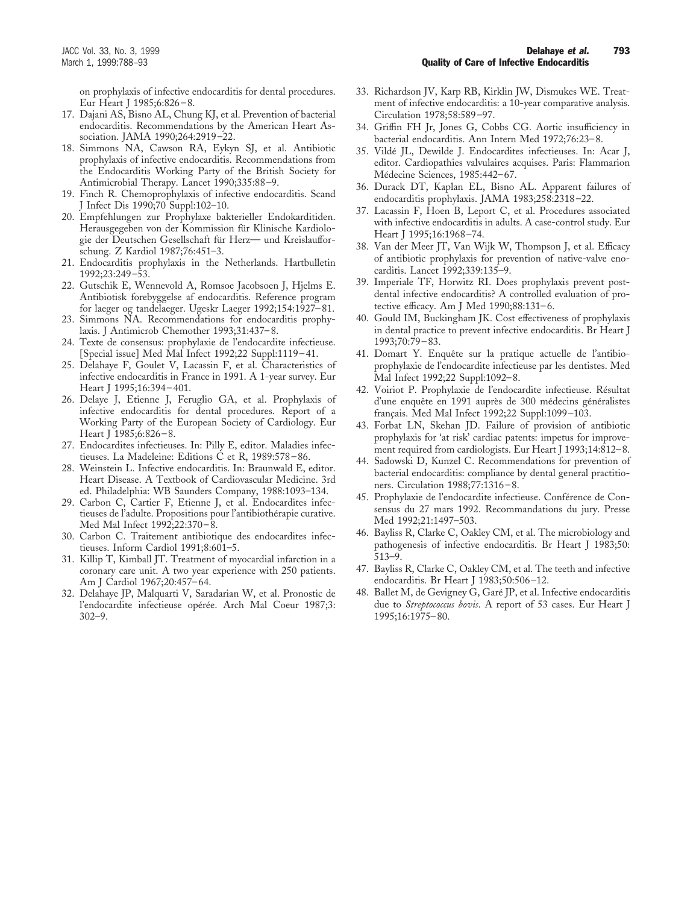on prophylaxis of infective endocarditis for dental procedures. Eur Heart J 1985;6:826–8.

17. Dajani AS, Bisno AL, Chung KJ, et al. Prevention of bacterial endocarditis. Recommendations by the American Heart Association. JAMA 1990;264:2919–22.
18. Simmons NA, Cawson RA, Eykyn SJ, et al. Antibiotic prophylaxis of infective endocarditis. Recommendations from the Endocarditis Working Party of the British Society for Antimicrobial Therapy. Lancet 1990;335:88–9.
19. Finch R. Chemoprophylaxis of infective endocarditis. Scand J Infect Dis 1990;70 Suppl:102–10.
20. Empfehlungen zur Prophylaxe bakterieller Endokarditiden. Herausgegeben von der Kommission für Klinische Kardiologie der Deutschen Gesellschaft für Herz— und Kreislaufforschung. Z Kardiol 1987;76:451–3.
21. Endocarditis prophylaxis in the Netherlands. Hartbulletin 1992;23:249–53.
22. Gutschik E, Wennevold A, Romsoe Jacobsoen J, Hjelms E. Antibiotisk forebyggelse af endocarditis. Reference program for laeger og tandelaeger. Ugeskr Laeger 1992;154:1927–81.
23. Simmons NA. Recommendations for endocarditis prophylaxis. J Antimicrob Chemother 1993;31:437–8.
24. Texte de consensus: prophylaxie de l'endocardite infectieuse. [Special issue] Med Mal Infect 1992;22 Suppl:1119–41.
25. Delahaye F, Goulet V, Lacassin F, et al. Characteristics of infective endocarditis in France in 1991. A 1-year survey. Eur Heart J 1995;16:394–401.
26. Delaye J, Etienne J, Feruglio GA, et al. Prophylaxis of infective endocarditis for dental procedures. Report of a Working Party of the European Society of Cardiology. Eur Heart J 1985;6:826–8.
27. Endocardites infectieuses. In: Pilly E, editor. Maladies infectieuses. La Madeleine: Editions C et R, 1989:578–86.
28. Weinstein L. Infective endocarditis. In: Braunwald E, editor. Heart Disease. A Textbook of Cardiovascular Medicine. 3rd ed. Philadelphia: WB Saunders Company, 1988:1093–134.
29. Carbon C, Cartier F, Etienne J, et al. Endocardites infectieuses de l'adulte. Propositions pour l'antibiothérapie curative. Med Mal Infect 1992;22:370–8.
30. Carbon C. Traitement antibiotique des endocardites infectieuses. Inform Cardiol 1991;8:601–5.
31. Killip T, Kimball JT. Treatment of myocardial infarction in a coronary care unit. A two year experience with 250 patients. Am J Cardiol 1967;20:457–64.
32. Delahaye JP, Malquarti V, Saradarian W, et al. Pronostic de l'endocardite infectieuse opérée. Arch Mal Coeur 1987;3:302–9.
33. Richardson JV, Karp RB, Kirklin JW, Dismukes WE. Treatment of infective endocarditis: a 10-year comparative analysis. Circulation 1978;58:589–97.
34. Griffin FH Jr, Jones G, Cobbs CG. Aortic insufficiency in bacterial endocarditis. Ann Intern Med 1972;76:23–8.
35. Vildé JL, Dewilde J. Endocardites infectieuses. In: Acar J, editor. Cardiopathies valvulaires acquises. Paris: Flammarion Médecine Sciences, 1985:442–67.
36. Durack DT, Kaplan EL, Bisno AL. Apparent failures of endocarditis prophylaxis. JAMA 1983;258:2318–22.
37. Lacassin F, Hoen B, Leport C, et al. Procedures associated with infective endocarditis in adults. A case-control study. Eur Heart J 1995;16:1968–74.
38. Van der Meer JT, Van Wijk W, Thompson J, et al. Efficacy of antibiotic prophylaxis for prevention of native-valve enocarditis. Lancet 1992;339:135–9.
39. Imperiale TF, Horwitz RI. Does prophylaxis prevent postdental infective endocarditis? A controlled evaluation of protective efficacy. Am J Med 1990;88:131–6.
40. Gould IM, Buckingham JK. Cost effectiveness of prophylaxis in dental practice to prevent infective endocarditis. Br Heart J 1993;70:79–83.
41. Domart Y. Enquête sur la pratique actuelle de l'antibioprophylaxie de l'endocardite infectieuse par les dentistes. Med Mal Infect 1992;22 Suppl:1092–8.
42. Voiriot P. Prophylaxie de l'endocardite infectieuse. Résultat d'une enquête en 1991 auprès de 300 médecins généralistes français. Med Mal Infect 1992;22 Suppl:1099–103.
43. Forbat LN, Skehan JD. Failure of provision of antibiotic prophylaxis for 'at risk' cardiac patents: impetus for improvement required from cardiologists. Eur Heart J 1993;14:812–8.
44. Sadowski D, Kunzel C. Recommendations for prevention of bacterial endocarditis: compliance by dental general practitioners. Circulation 1988;77:1316–8.
45. Prophylaxie de l'endocardite infectieuse. Conférence de Consensus du 27 mars 1992. Recommandations du jury. Presse Med 1992;21:1497–503.
46. Bayliss R, Clarke C, Oakley CM, et al. The microbiology and pathogenesis of infective endocarditis. Br Heart J 1983;50:513–9.
47. Bayliss R, Clarke C, Oakley CM, et al. The teeth and infective endocarditis. Br Heart J 1983;50:506–12.
48. Ballet M, de Gevigney G, Garé JP, et al. Infective endocarditis due to *Streptococcus bovis*. A report of 53 cases. Eur Heart J 1995;16:1975–80.